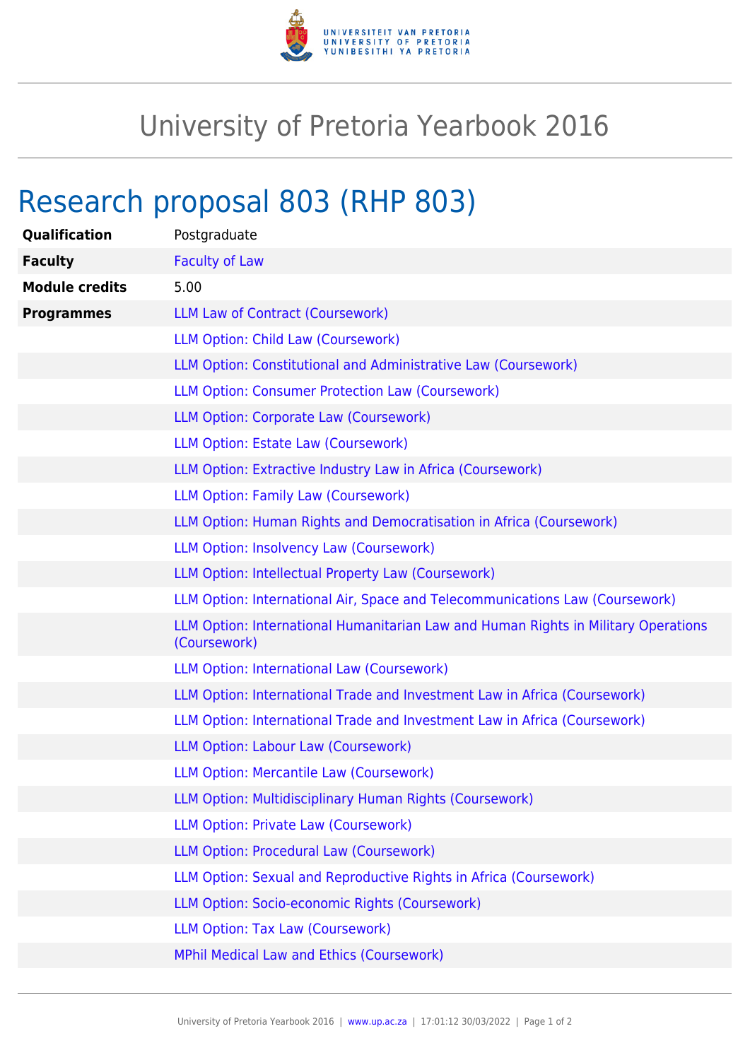# University of Pretoria Yearbook 2016

## Research proposal 803 (RHP 803)

| | |
|---|---|
| **Qualification** | Postgraduate |
| **Faculty** | Faculty of Law |
| **Module credits** | 5.00 |
| **Programmes** | LLM Law of Contract (Coursework) |
| | LLM Option: Child Law (Coursework) |
| | LLM Option: Constitutional and Administrative Law (Coursework) |
| | LLM Option: Consumer Protection Law (Coursework) |
| | LLM Option: Corporate Law (Coursework) |
| | LLM Option: Estate Law (Coursework) |
| | LLM Option: Extractive Industry Law in Africa (Coursework) |
| | LLM Option: Family Law (Coursework) |
| | LLM Option: Human Rights and Democratisation in Africa (Coursework) |
| | LLM Option: Insolvency Law (Coursework) |
| | LLM Option: Intellectual Property Law (Coursework) |
| | LLM Option: International Air, Space and Telecommunications Law (Coursework) |
| | LLM Option: International Humanitarian Law and Human Rights in Military Operations (Coursework) |
| | LLM Option: International Law (Coursework) |
| | LLM Option: International Trade and Investment Law in Africa (Coursework) |
| | LLM Option: International Trade and Investment Law in Africa (Coursework) |
| | LLM Option: Labour Law (Coursework) |
| | LLM Option: Mercantile Law (Coursework) |
| | LLM Option: Multidisciplinary Human Rights (Coursework) |
| | LLM Option: Private Law (Coursework) |
| | LLM Option: Procedural Law (Coursework) |
| | LLM Option: Sexual and Reproductive Rights in Africa (Coursework) |
| | LLM Option: Socio-economic Rights (Coursework) |
| | LLM Option: Tax Law (Coursework) |
| | MPhil Medical Law and Ethics (Coursework) |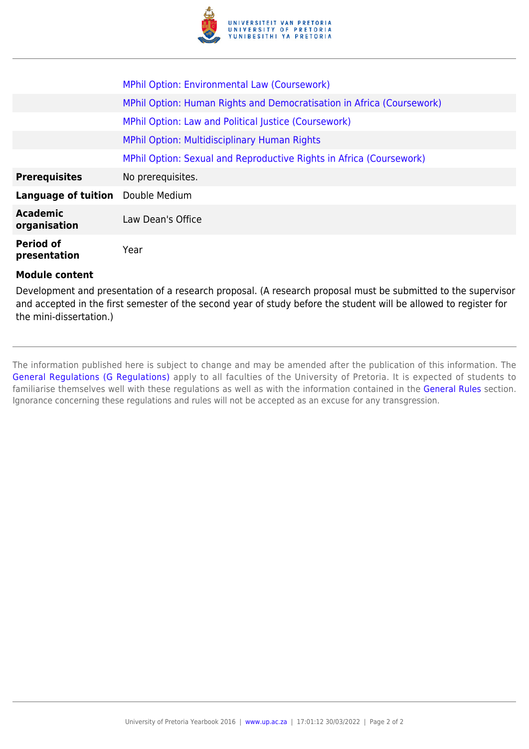| | |
|---|---|
| | MPhil Option: Environmental Law (Coursework) |
| | MPhil Option: Human Rights and Democratisation in Africa (Coursework) |
| | MPhil Option: Law and Political Justice (Coursework) |
| | MPhil Option: Multidisciplinary Human Rights |
| | MPhil Option: Sexual and Reproductive Rights in Africa (Coursework) |
| **Prerequisites** | No prerequisites. |
| **Language of tuition** | Double Medium |
| **Academic organisation** | Law Dean's Office |
| **Period of presentation** | Year |

**Module content**

Development and presentation of a research proposal. (A research proposal must be submitted to the supervisor and accepted in the first semester of the second year of study before the student will be allowed to register for the mini-dissertation.)

The information published here is subject to change and may be amended after the publication of this information. The General Regulations (G Regulations) apply to all faculties of the University of Pretoria. It is expected of students to familiarise themselves well with these regulations as well as with the information contained in the General Rules section. Ignorance concerning these regulations and rules will not be accepted as an excuse for any transgression.